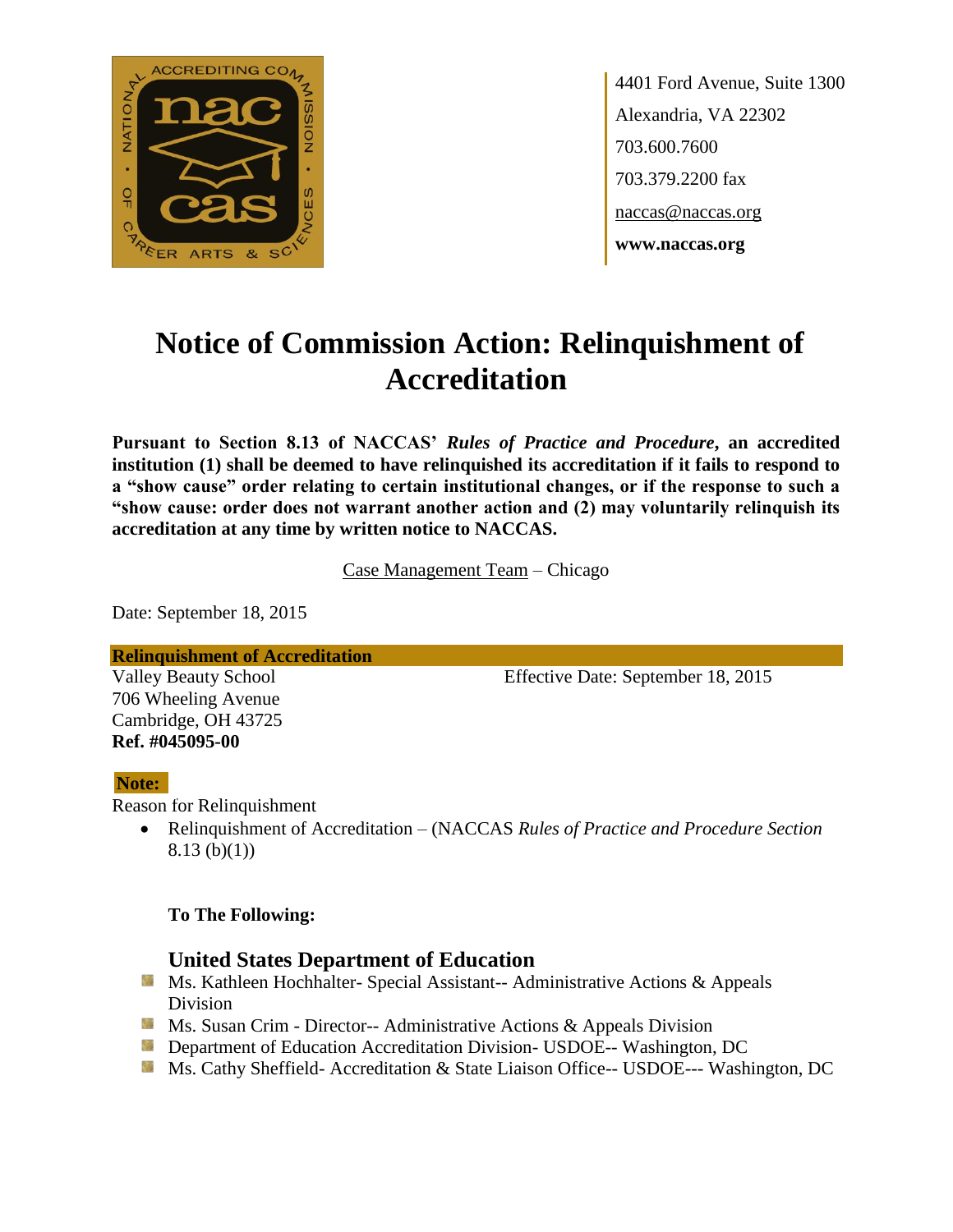4401 Ford Avenue, Suite 1300
Alexandria, VA 22302
703.600.7600
703.379.2200 fax
naccas@naccas.org
**www.naccas.org**

# Notice of Commission Action: Relinquishment of Accreditation

**Pursuant to Section 8.13 of NACCAS' *Rules of Practice and Procedure*, an accredited institution (1) shall be deemed to have relinquished its accreditation if it fails to respond to a "show cause" order relating to certain institutional changes, or if the response to such a "show cause: order does not warrant another action and (2) may voluntarily relinquish its accreditation at any time by written notice to NACCAS.**

Case Management Team – Chicago

Date: September 18, 2015

**Relinquishment of Accreditation**

Valley Beauty School
706 Wheeling Avenue
Cambridge, OH 43725
**Ref. #045095-00**

Effective Date: September 18, 2015

**Note:**

Reason for Relinquishment

- Relinquishment of Accreditation – (NACCAS *Rules of Practice and Procedure Section* 8.13 (b)(1))

**To The Following:**

### United States Department of Education

- Ms. Kathleen Hochhalter- Special Assistant-- Administrative Actions & Appeals Division
- Ms. Susan Crim - Director-- Administrative Actions & Appeals Division
- Department of Education Accreditation Division- USDOE-- Washington, DC
- Ms. Cathy Sheffield- Accreditation & State Liaison Office-- USDOE--- Washington, DC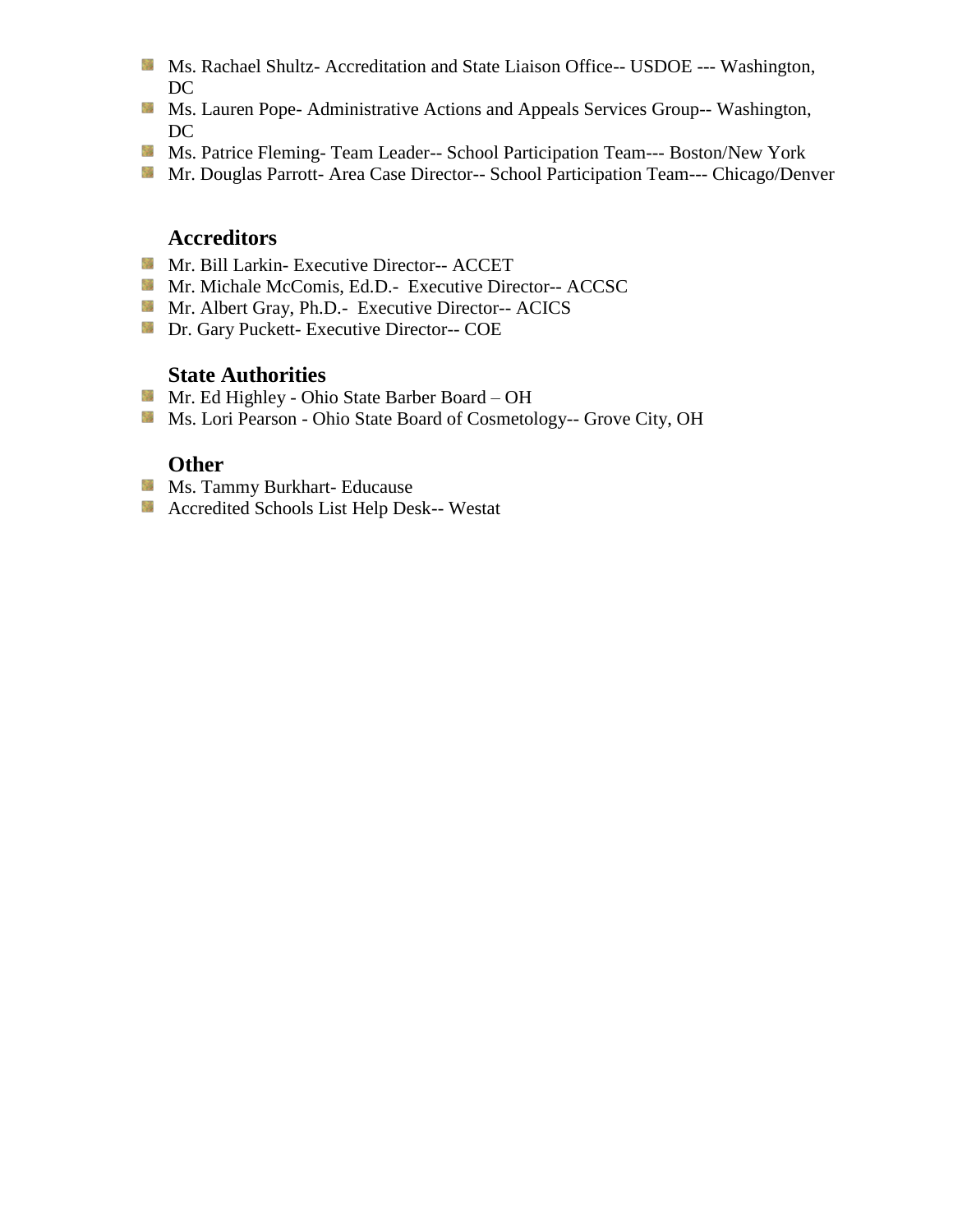- Ms. Rachael Shultz- Accreditation and State Liaison Office-- USDOE --- Washington, DC
- Ms. Lauren Pope- Administrative Actions and Appeals Services Group-- Washington, DC
- Ms. Patrice Fleming- Team Leader-- School Participation Team--- Boston/New York
- Mr. Douglas Parrott- Area Case Director-- School Participation Team--- Chicago/Denver

### Accreditors

- Mr. Bill Larkin- Executive Director-- ACCET
- Mr. Michale McComis, Ed.D.- Executive Director-- ACCSC
- Mr. Albert Gray, Ph.D.- Executive Director-- ACICS
- Dr. Gary Puckett- Executive Director-- COE

### State Authorities

- Mr. Ed Highley - Ohio State Barber Board – OH
- Ms. Lori Pearson - Ohio State Board of Cosmetology-- Grove City, OH

### Other

- Ms. Tammy Burkhart- Educause
- Accredited Schools List Help Desk-- Westat